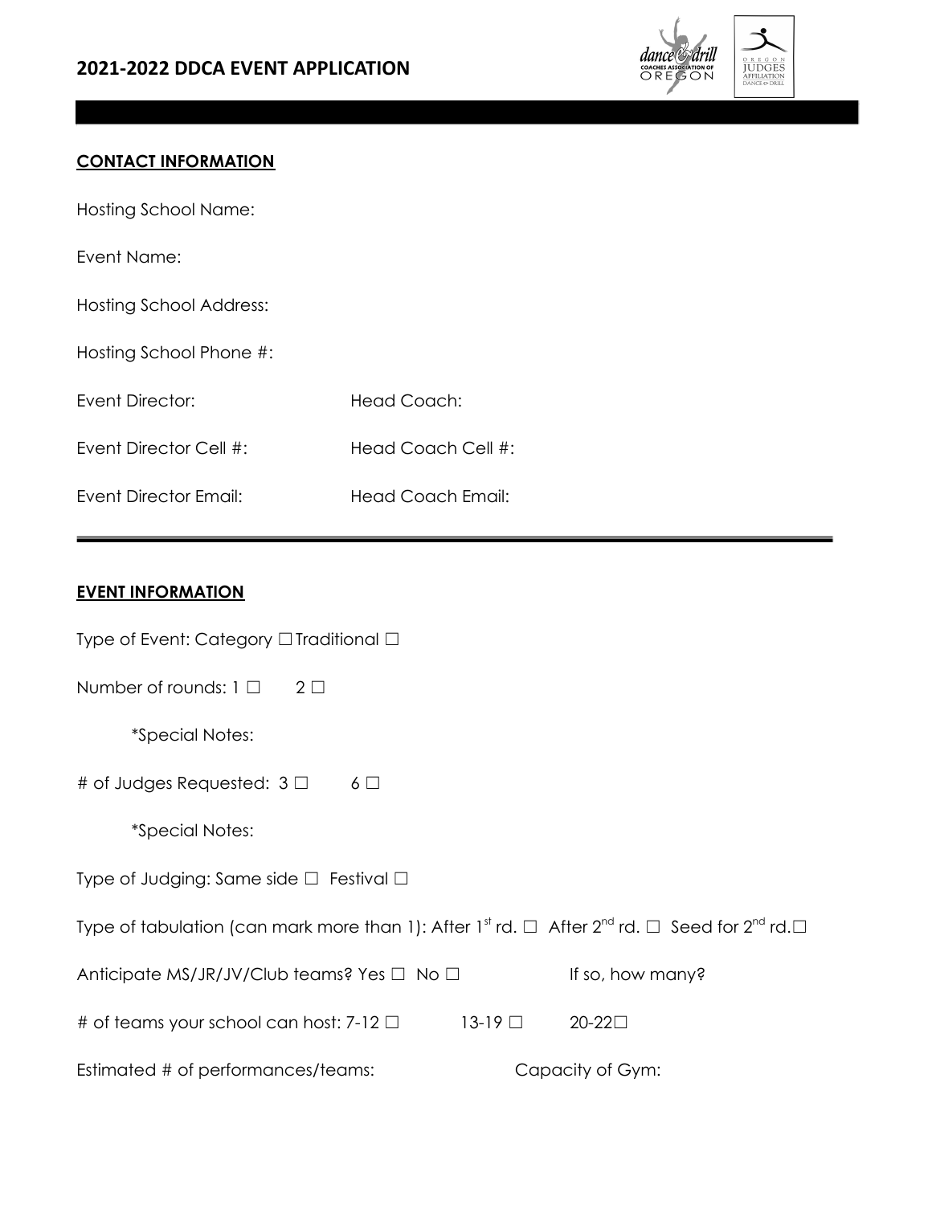# 2021-2022 DDCA EVENT APPLICATION

## CONTACT INFORMATION

Hosting School Name:

Event Name:

Hosting School Address:

Hosting School Phone #:

Event Director: Head Coach:

Event Director Cell #: Head Coach Cell #:

Event Director Email: Head Coach Email:

---

## EVENT INFORMATION

Type of Event: Category ☐ Traditional ☐

Number of rounds: 1 ☐ 2 ☐

*Special Notes:

# of Judges Requested: 3 ☐ 6 ☐

*Special Notes:

Type of Judging: Same side ☐ Festival ☐

Type of tabulation (can mark more than 1): After 1st rd. ☐ After 2nd rd. ☐ Seed for 2nd rd. ☐

Anticipate MS/JR/JV/Club teams? Yes ☐ No ☐ If so, how many?

# of teams your school can host: 7-12 ☐ 13-19 ☐ 20-22 ☐

Estimated # of performances/teams: Capacity of Gym: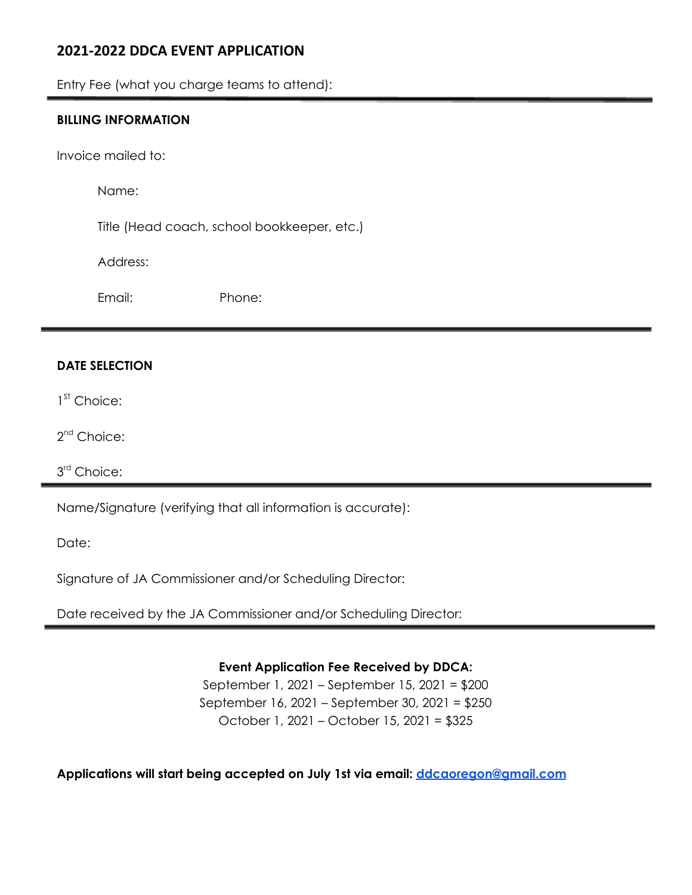## 2021-2022 DDCA EVENT APPLICATION

Entry Fee (what you charge teams to attend):

---

**BILLING INFORMATION**

Invoice mailed to:

Name:

Title (Head coach, school bookkeeper, etc.)

Address:

Email: Phone:

---

**DATE SELECTION**

1ST Choice:

2nd Choice:

3rd Choice:

---

Name/Signature (verifying that all information is accurate):

Date:

Signature of JA Commissioner and/or Scheduling Director:

Date received by the JA Commissioner and/or Scheduling Director:

---

**Event Application Fee Received by DDCA:**

September 1, 2021 – September 15, 2021 = $200

September 16, 2021 – September 30, 2021 = $250

October 1, 2021 – October 15, 2021 = $325

**Applications will start being accepted on July 1st via email: ddcaoregon@gmail.com**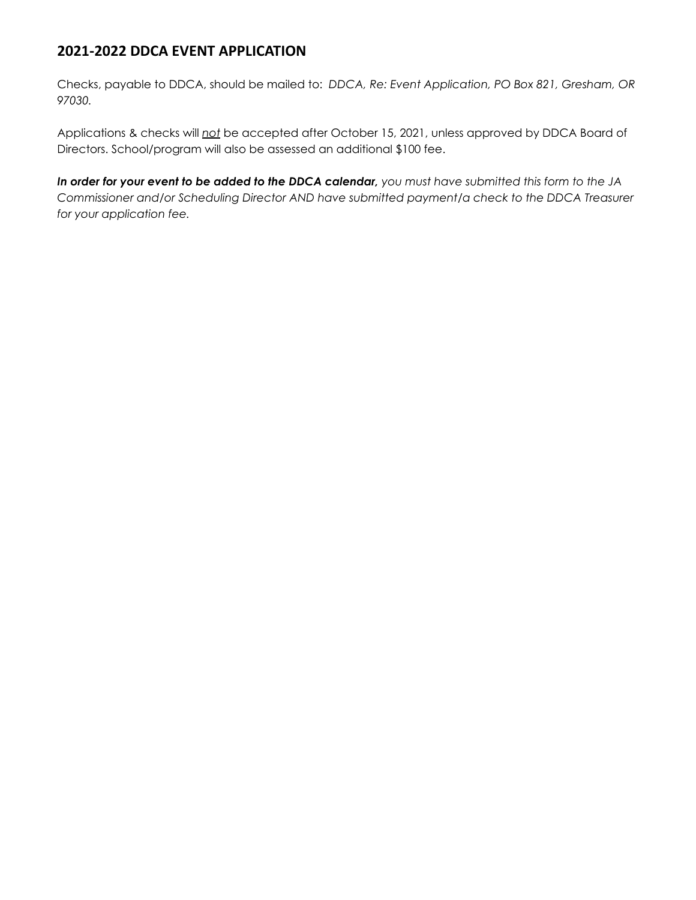## 2021-2022 DDCA EVENT APPLICATION

Checks, payable to DDCA, should be mailed to: *DDCA, Re: Event Application, PO Box 821, Gresham, OR 97030.*

Applications & checks will *<u>not</u>* be accepted after October 15, 2021, unless approved by DDCA Board of Directors. School/program will also be assessed an additional $100 fee.

***In order for your event to be added to the DDCA calendar,*** *you must have submitted this form to the JA Commissioner and/or Scheduling Director AND have submitted payment/a check to the DDCA Treasurer for your application fee.*